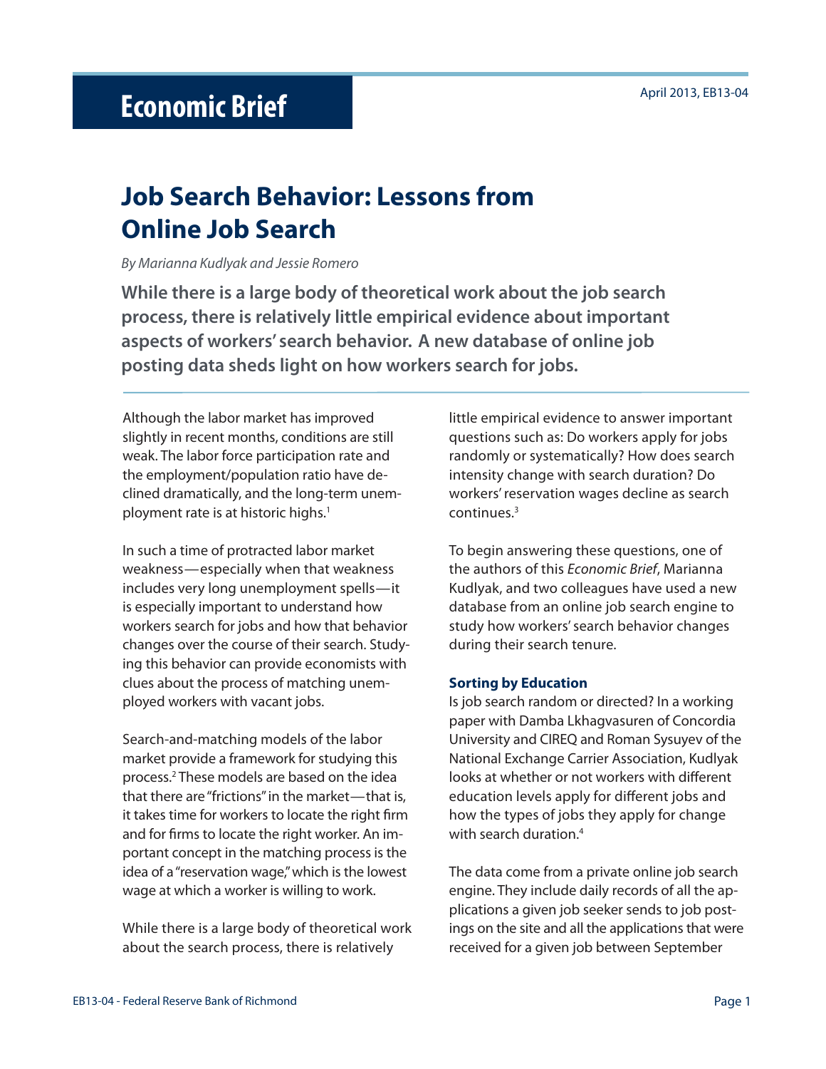# Economic Brief

April 2013, EB13-04

## Job Search Behavior: Lessons from Online Job Search

*By Marianna Kudlyak and Jessie Romero*

**While there is a large body of theoretical work about the job search process, there is relatively little empirical evidence about important aspects of workers' search behavior. A new database of online job posting data sheds light on how workers search for jobs.**

Although the labor market has improved slightly in recent months, conditions are still weak. The labor force participation rate and the employment/population ratio have declined dramatically, and the long-term unemployment rate is at historic highs.[1]

In such a time of protracted labor market weakness—especially when that weakness includes very long unemployment spells—it is especially important to understand how workers search for jobs and how that behavior changes over the course of their search. Studying this behavior can provide economists with clues about the process of matching unemployed workers with vacant jobs.

Search-and-matching models of the labor market provide a framework for studying this process.[2] These models are based on the idea that there are "frictions" in the market—that is, it takes time for workers to locate the right firm and for firms to locate the right worker. An important concept in the matching process is the idea of a "reservation wage," which is the lowest wage at which a worker is willing to work.

While there is a large body of theoretical work about the search process, there is relatively little empirical evidence to answer important questions such as: Do workers apply for jobs randomly or systematically? How does search intensity change with search duration? Do workers' reservation wages decline as search continues.[3]

To begin answering these questions, one of the authors of this *Economic Brief*, Marianna Kudlyak, and two colleagues have used a new database from an online job search engine to study how workers' search behavior changes during their search tenure.

### Sorting by Education

Is job search random or directed? In a working paper with Damba Lkhagvasuren of Concordia University and CIREQ and Roman Sysuyev of the National Exchange Carrier Association, Kudlyak looks at whether or not workers with different education levels apply for different jobs and how the types of jobs they apply for change with search duration.[4]

The data come from a private online job search engine. They include daily records of all the applications a given job seeker sends to job postings on the site and all the applications that were received for a given job between September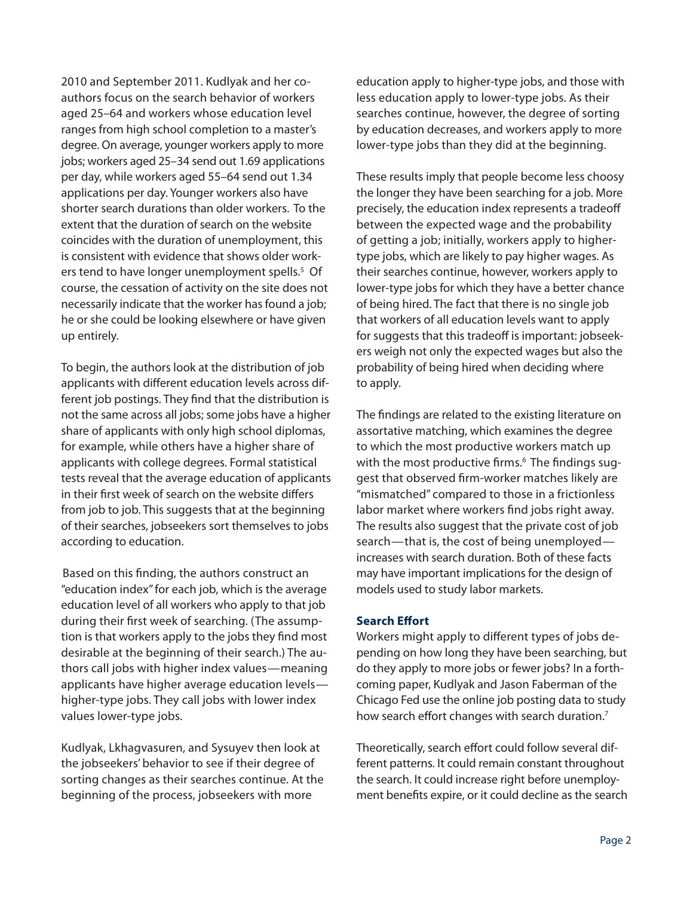2010 and September 2011. Kudlyak and her coauthors focus on the search behavior of workers aged 25–64 and workers whose education level ranges from high school completion to a master's degree. On average, younger workers apply to more jobs; workers aged 25–34 send out 1.69 applications per day, while workers aged 55–64 send out 1.34 applications per day. Younger workers also have shorter search durations than older workers. To the extent that the duration of search on the website coincides with the duration of unemployment, this is consistent with evidence that shows older workers tend to have longer unemployment spells.[5] Of course, the cessation of activity on the site does not necessarily indicate that the worker has found a job; he or she could be looking elsewhere or have given up entirely.

To begin, the authors look at the distribution of job applicants with different education levels across different job postings. They find that the distribution is not the same across all jobs; some jobs have a higher share of applicants with only high school diplomas, for example, while others have a higher share of applicants with college degrees. Formal statistical tests reveal that the average education of applicants in their first week of search on the website differs from job to job. This suggests that at the beginning of their searches, jobseekers sort themselves to jobs according to education.

Based on this finding, the authors construct an "education index" for each job, which is the average education level of all workers who apply to that job during their first week of searching. (The assumption is that workers apply to the jobs they find most desirable at the beginning of their search.) The authors call jobs with higher index values—meaning applicants have higher average education levels—higher-type jobs. They call jobs with lower index values lower-type jobs.

Kudlyak, Lkhagvasuren, and Sysuyev then look at the jobseekers' behavior to see if their degree of sorting changes as their searches continue. At the beginning of the process, jobseekers with more education apply to higher-type jobs, and those with less education apply to lower-type jobs. As their searches continue, however, the degree of sorting by education decreases, and workers apply to more lower-type jobs than they did at the beginning.

These results imply that people become less choosy the longer they have been searching for a job. More precisely, the education index represents a tradeoff between the expected wage and the probability of getting a job; initially, workers apply to higher-type jobs, which are likely to pay higher wages. As their searches continue, however, workers apply to lower-type jobs for which they have a better chance of being hired. The fact that there is no single job that workers of all education levels want to apply for suggests that this tradeoff is important: jobseekers weigh not only the expected wages but also the probability of being hired when deciding where to apply.

The findings are related to the existing literature on assortative matching, which examines the degree to which the most productive workers match up with the most productive firms.[6] The findings suggest that observed firm-worker matches likely are "mismatched" compared to those in a frictionless labor market where workers find jobs right away. The results also suggest that the private cost of job search—that is, the cost of being unemployed—increases with search duration. Both of these facts may have important implications for the design of models used to study labor markets.

### Search Effort

Workers might apply to different types of jobs depending on how long they have been searching, but do they apply to more jobs or fewer jobs? In a forthcoming paper, Kudlyak and Jason Faberman of the Chicago Fed use the online job posting data to study how search effort changes with search duration.[7]

Theoretically, search effort could follow several different patterns. It could remain constant throughout the search. It could increase right before unemployment benefits expire, or it could decline as the search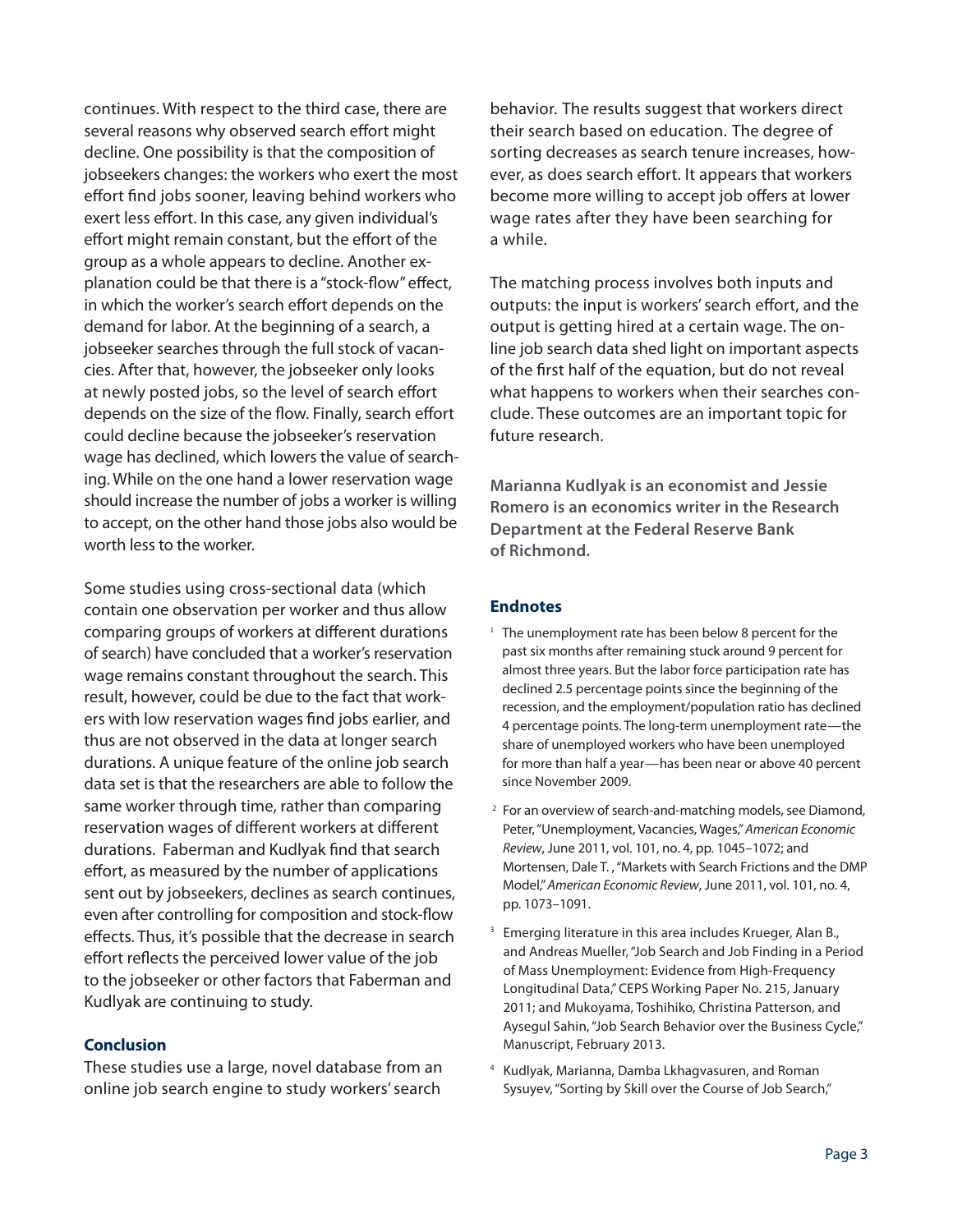continues. With respect to the third case, there are several reasons why observed search effort might decline. One possibility is that the composition of jobseekers changes: the workers who exert the most effort find jobs sooner, leaving behind workers who exert less effort. In this case, any given individual's effort might remain constant, but the effort of the group as a whole appears to decline. Another explanation could be that there is a "stock-flow" effect, in which the worker's search effort depends on the demand for labor. At the beginning of a search, a jobseeker searches through the full stock of vacancies. After that, however, the jobseeker only looks at newly posted jobs, so the level of search effort depends on the size of the flow. Finally, search effort could decline because the jobseeker's reservation wage has declined, which lowers the value of searching. While on the one hand a lower reservation wage should increase the number of jobs a worker is willing to accept, on the other hand those jobs also would be worth less to the worker.

Some studies using cross-sectional data (which contain one observation per worker and thus allow comparing groups of workers at different durations of search) have concluded that a worker's reservation wage remains constant throughout the search. This result, however, could be due to the fact that workers with low reservation wages find jobs earlier, and thus are not observed in the data at longer search durations. A unique feature of the online job search data set is that the researchers are able to follow the same worker through time, rather than comparing reservation wages of different workers at different durations. Faberman and Kudlyak find that search effort, as measured by the number of applications sent out by jobseekers, declines as search continues, even after controlling for composition and stock-flow effects. Thus, it's possible that the decrease in search effort reflects the perceived lower value of the job to the jobseeker or other factors that Faberman and Kudlyak are continuing to study.

## Conclusion

These studies use a large, novel database from an online job search engine to study workers' search behavior. The results suggest that workers direct their search based on education. The degree of sorting decreases as search tenure increases, however, as does search effort. It appears that workers become more willing to accept job offers at lower wage rates after they have been searching for a while.

The matching process involves both inputs and outputs: the input is workers' search effort, and the output is getting hired at a certain wage. The online job search data shed light on important aspects of the first half of the equation, but do not reveal what happens to workers when their searches conclude. These outcomes are an important topic for future research.

**Marianna Kudlyak is an economist and Jessie Romero is an economics writer in the Research Department at the Federal Reserve Bank of Richmond.**

## Endnotes

[1] The unemployment rate has been below 8 percent for the past six months after remaining stuck around 9 percent for almost three years. But the labor force participation rate has declined 2.5 percentage points since the beginning of the recession, and the employment/population ratio has declined 4 percentage points. The long-term unemployment rate—the share of unemployed workers who have been unemployed for more than half a year—has been near or above 40 percent since November 2009.

[2] For an overview of search-and-matching models, see Diamond, Peter, "Unemployment, Vacancies, Wages," *American Economic Review*, June 2011, vol. 101, no. 4, pp. 1045–1072; and Mortensen, Dale T. , "Markets with Search Frictions and the DMP Model," *American Economic Review*, June 2011, vol. 101, no. 4, pp. 1073–1091.

[3] Emerging literature in this area includes Krueger, Alan B., and Andreas Mueller, "Job Search and Job Finding in a Period of Mass Unemployment: Evidence from High-Frequency Longitudinal Data," CEPS Working Paper No. 215, January 2011; and Mukoyama, Toshihiko, Christina Patterson, and Aysegul Sahin, "Job Search Behavior over the Business Cycle," Manuscript, February 2013.

[4] Kudlyak, Marianna, Damba Lkhagvasuren, and Roman Sysuyev, "Sorting by Skill over the Course of Job Search,"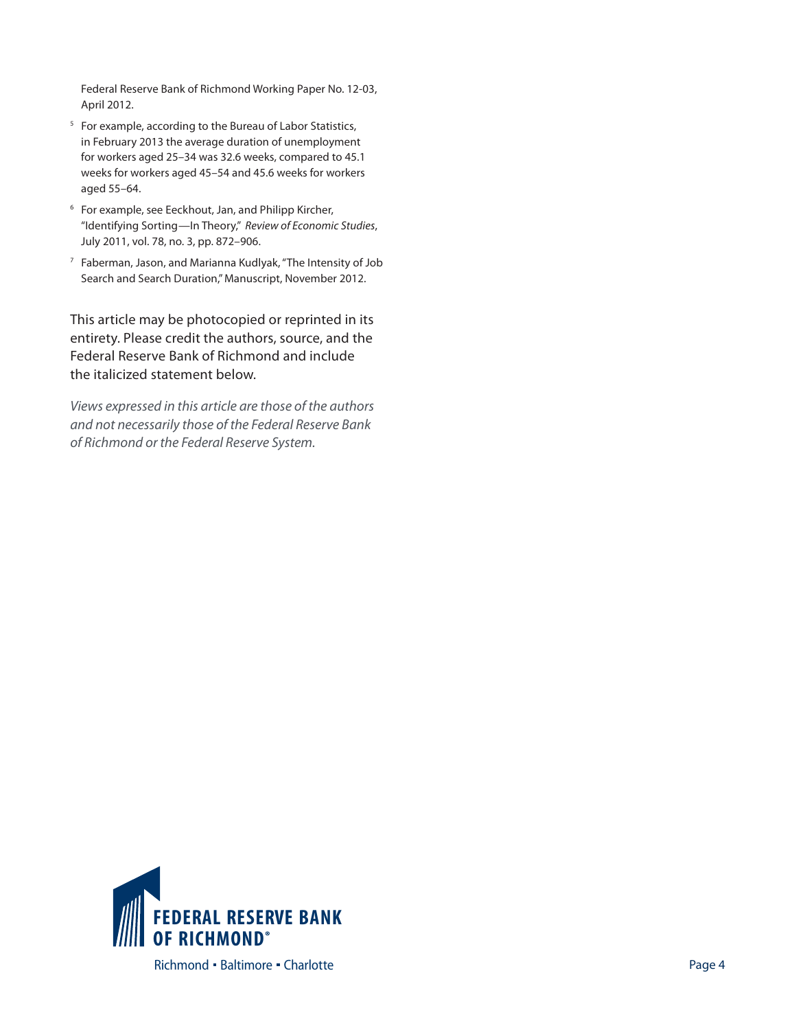Federal Reserve Bank of Richmond Working Paper No. 12-03, April 2012.

[5] For example, according to the Bureau of Labor Statistics, in February 2013 the average duration of unemployment for workers aged 25–34 was 32.6 weeks, compared to 45.1 weeks for workers aged 45–54 and 45.6 weeks for workers aged 55–64.

[6] For example, see Eeckhout, Jan, and Philipp Kircher, "Identifying Sorting—In Theory," *Review of Economic Studies*, July 2011, vol. 78, no. 3, pp. 872–906.

[7] Faberman, Jason, and Marianna Kudlyak, "The Intensity of Job Search and Search Duration," Manuscript, November 2012.

This article may be photocopied or reprinted in its entirety. Please credit the authors, source, and the Federal Reserve Bank of Richmond and include the italicized statement below.

*Views expressed in this article are those of the authors and not necessarily those of the Federal Reserve Bank of Richmond or the Federal Reserve System.*

FEDERAL RESERVE BANK OF RICHMOND®

Richmond ▪ Baltimore ▪ Charlotte